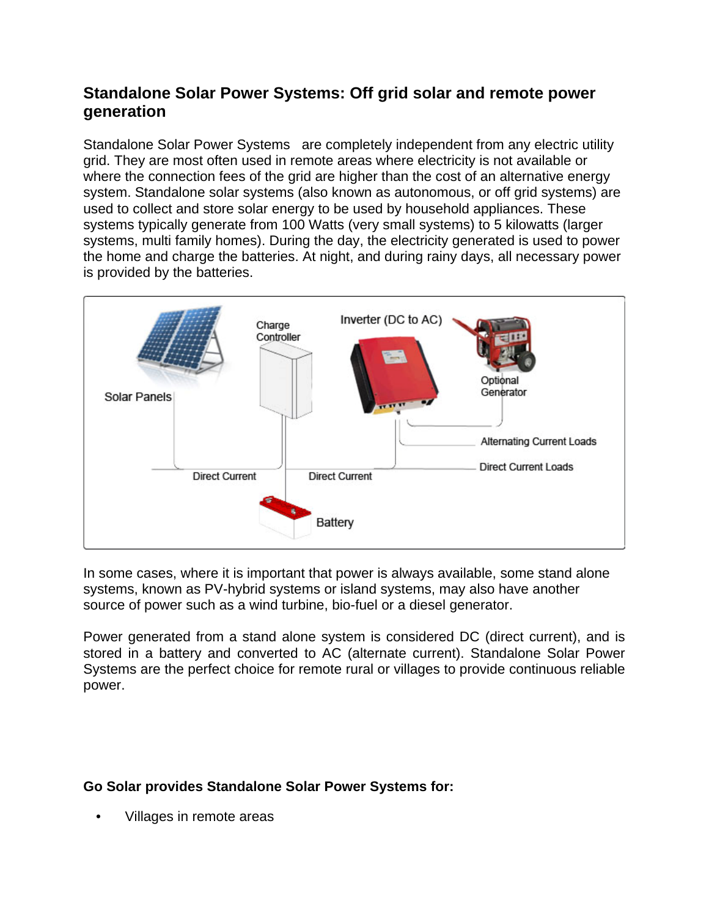## Standalone Solar Power Systems: Off grid solar and remote power generation

Standalone Solar Power Systems are completely independent from any electric utility grid. They are most often used in remote areas where electricity is not available or where the connection fees of the grid are higher than the cost of an alternative energy system. Standalone solar systems (also known as autonomous, or off grid systems) are used to collect and store solar energy to be used by household appliances. These systems typically generate from 100 Watts (very small systems) to 5 kilowatts (larger systems, multi family homes). During the day, the electricity generated is used to power the home and charge the batteries. At night, and during rainy days, all necessary power is provided by the batteries.

In some cases, where it is important that power is always available, some stand alone systems, known as PV-hybrid systems or island systems, may also have another source of power such as a wind turbine, bio-fuel or a diesel generator.

Power generated from a stand alone system is considered DC (direct current), and is stored in a battery and converted to AC (alternate current). Standalone Solar Power Systems are the perfect choice for remote rural or villages to provide continuous reliable power.

**Go Solar provides Standalone Solar Power Systems for:**

- Villages in remote areas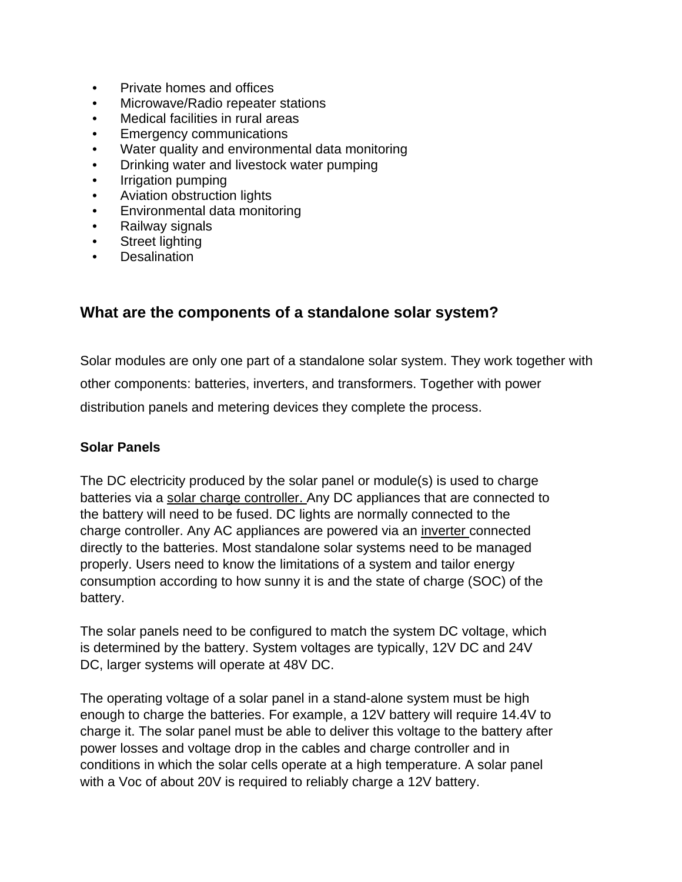- Private homes and offices
- Microwave/Radio repeater stations
- Medical facilities in rural areas
- Emergency communications
- Water quality and environmental data monitoring
- Drinking water and livestock water pumping
- Irrigation pumping
- Aviation obstruction lights
- Environmental data monitoring
- Railway signals
- Street lighting
- Desalination

## What are the components of a standalone solar system?

Solar modules are only one part of a standalone solar system. They work together with other components: batteries, inverters, and transformers. Together with power distribution panels and metering devices they complete the process.

### Solar Panels

The DC electricity produced by the solar panel or module(s) is used to charge batteries via a solar charge controller. Any DC appliances that are connected to the battery will need to be fused. DC lights are normally connected to the charge controller. Any AC appliances are powered via an inverter connected directly to the batteries. Most standalone solar systems need to be managed properly. Users need to know the limitations of a system and tailor energy consumption according to how sunny it is and the state of charge (SOC) of the battery.

The solar panels need to be configured to match the system DC voltage, which is determined by the battery. System voltages are typically, 12V DC and 24V DC, larger systems will operate at 48V DC.

The operating voltage of a solar panel in a stand-alone system must be high enough to charge the batteries. For example, a 12V battery will require 14.4V to charge it. The solar panel must be able to deliver this voltage to the battery after power losses and voltage drop in the cables and charge controller and in conditions in which the solar cells operate at a high temperature. A solar panel with a Voc of about 20V is required to reliably charge a 12V battery.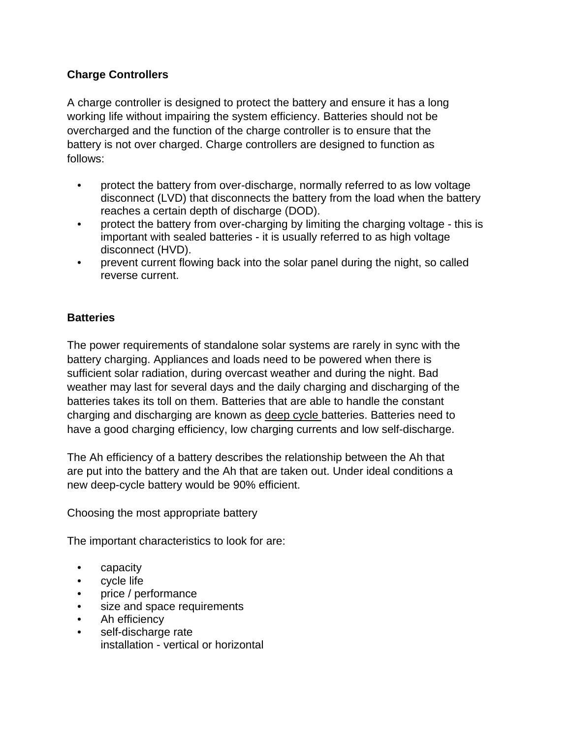**Charge Controllers**

A charge controller is designed to protect the battery and ensure it has a long working life without impairing the system efficiency. Batteries should not be overcharged and the function of the charge controller is to ensure that the battery is not over charged. Charge controllers are designed to function as follows:

- protect the battery from over-discharge, normally referred to as low voltage disconnect (LVD) that disconnects the battery from the load when the battery reaches a certain depth of discharge (DOD).
- protect the battery from over-charging by limiting the charging voltage - this is important with sealed batteries - it is usually referred to as high voltage disconnect (HVD).
- prevent current flowing back into the solar panel during the night, so called reverse current.

**Batteries**

The power requirements of standalone solar systems are rarely in sync with the battery charging. Appliances and loads need to be powered when there is sufficient solar radiation, during overcast weather and during the night. Bad weather may last for several days and the daily charging and discharging of the batteries takes its toll on them. Batteries that are able to handle the constant charging and discharging are known as deep cycle batteries. Batteries need to have a good charging efficiency, low charging currents and low self-discharge.

The Ah efficiency of a battery describes the relationship between the Ah that are put into the battery and the Ah that are taken out. Under ideal conditions a new deep-cycle battery would be 90% efficient.

Choosing the most appropriate battery

The important characteristics to look for are:

- capacity
- cycle life
- price / performance
- size and space requirements
- Ah efficiency
- self-discharge rate
  installation - vertical or horizontal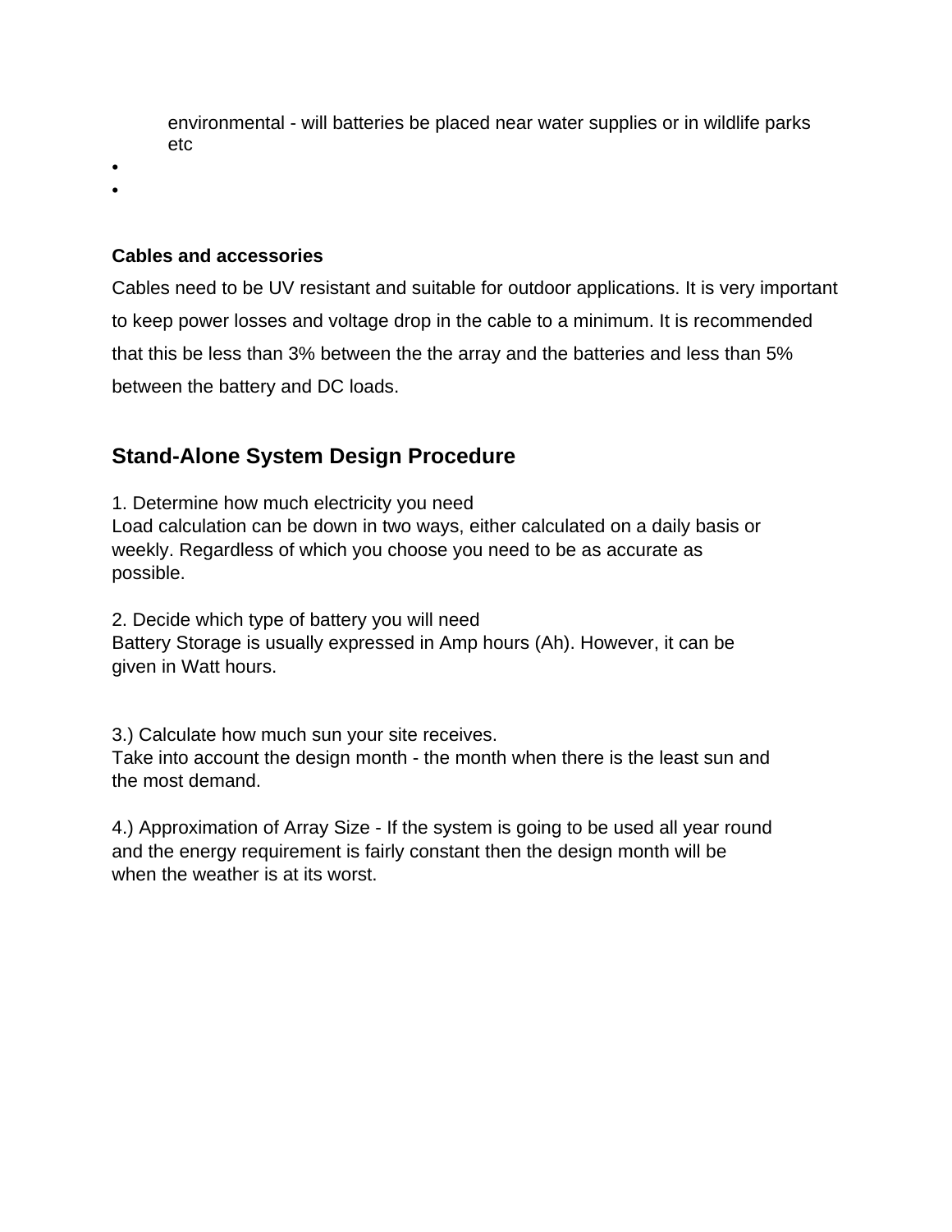environmental - will batteries be placed near water supplies or in wildlife parks etc

-
-

**Cables and accessories**

Cables need to be UV resistant and suitable for outdoor applications. It is very important to keep power losses and voltage drop in the cable to a minimum. It is recommended that this be less than 3% between the the array and the batteries and less than 5% between the battery and DC loads.

## Stand-Alone System Design Procedure

1. Determine how much electricity you need
Load calculation can be down in two ways, either calculated on a daily basis or weekly. Regardless of which you choose you need to be as accurate as possible.

2. Decide which type of battery you will need
Battery Storage is usually expressed in Amp hours (Ah). However, it can be given in Watt hours.

3.) Calculate how much sun your site receives.
Take into account the design month - the month when there is the least sun and the most demand.

4.) Approximation of Array Size - If the system is going to be used all year round and the energy requirement is fairly constant then the design month will be when the weather is at its worst.